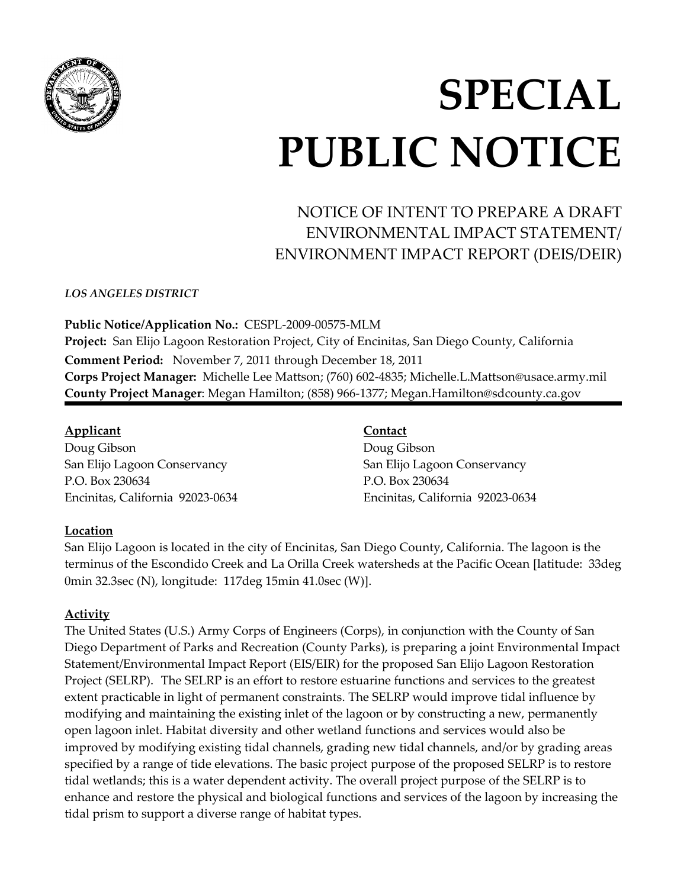# SPECIAL PUBLIC NOTICE

## NOTICE OF INTENT TO PREPARE A DRAFT ENVIRONMENTAL IMPACT STATEMENT/ ENVIRONMENT IMPACT REPORT (DEIS/DEIR)

***LOS ANGELES DISTRICT***

**Public Notice/Application No.:** CESPL-2009-00575-MLM
**Project:** San Elijo Lagoon Restoration Project, City of Encinitas, San Diego County, California
**Comment Period:** November 7, 2011 through December 18, 2011
**Corps Project Manager:** Michelle Lee Mattson; (760) 602-4835; Michelle.L.Mattson@usace.army.mil
**County Project Manager**: Megan Hamilton; (858) 966-1377; Megan.Hamilton@sdcounty.ca.gov

---

**Applicant**
Doug Gibson
San Elijo Lagoon Conservancy
P.O. Box 230634
Encinitas, California 92023-0634

**Contact**
Doug Gibson
San Elijo Lagoon Conservancy
P.O. Box 230634
Encinitas, California 92023-0634

**Location**

San Elijo Lagoon is located in the city of Encinitas, San Diego County, California. The lagoon is the terminus of the Escondido Creek and La Orilla Creek watersheds at the Pacific Ocean [latitude: 33deg 0min 32.3sec (N), longitude: 117deg 15min 41.0sec (W)].

**Activity**

The United States (U.S.) Army Corps of Engineers (Corps), in conjunction with the County of San Diego Department of Parks and Recreation (County Parks), is preparing a joint Environmental Impact Statement/Environmental Impact Report (EIS/EIR) for the proposed San Elijo Lagoon Restoration Project (SELRP). The SELRP is an effort to restore estuarine functions and services to the greatest extent practicable in light of permanent constraints. The SELRP would improve tidal influence by modifying and maintaining the existing inlet of the lagoon or by constructing a new, permanently open lagoon inlet. Habitat diversity and other wetland functions and services would also be improved by modifying existing tidal channels, grading new tidal channels, and/or by grading areas specified by a range of tide elevations. The basic project purpose of the proposed SELRP is to restore tidal wetlands; this is a water dependent activity. The overall project purpose of the SELRP is to enhance and restore the physical and biological functions and services of the lagoon by increasing the tidal prism to support a diverse range of habitat types.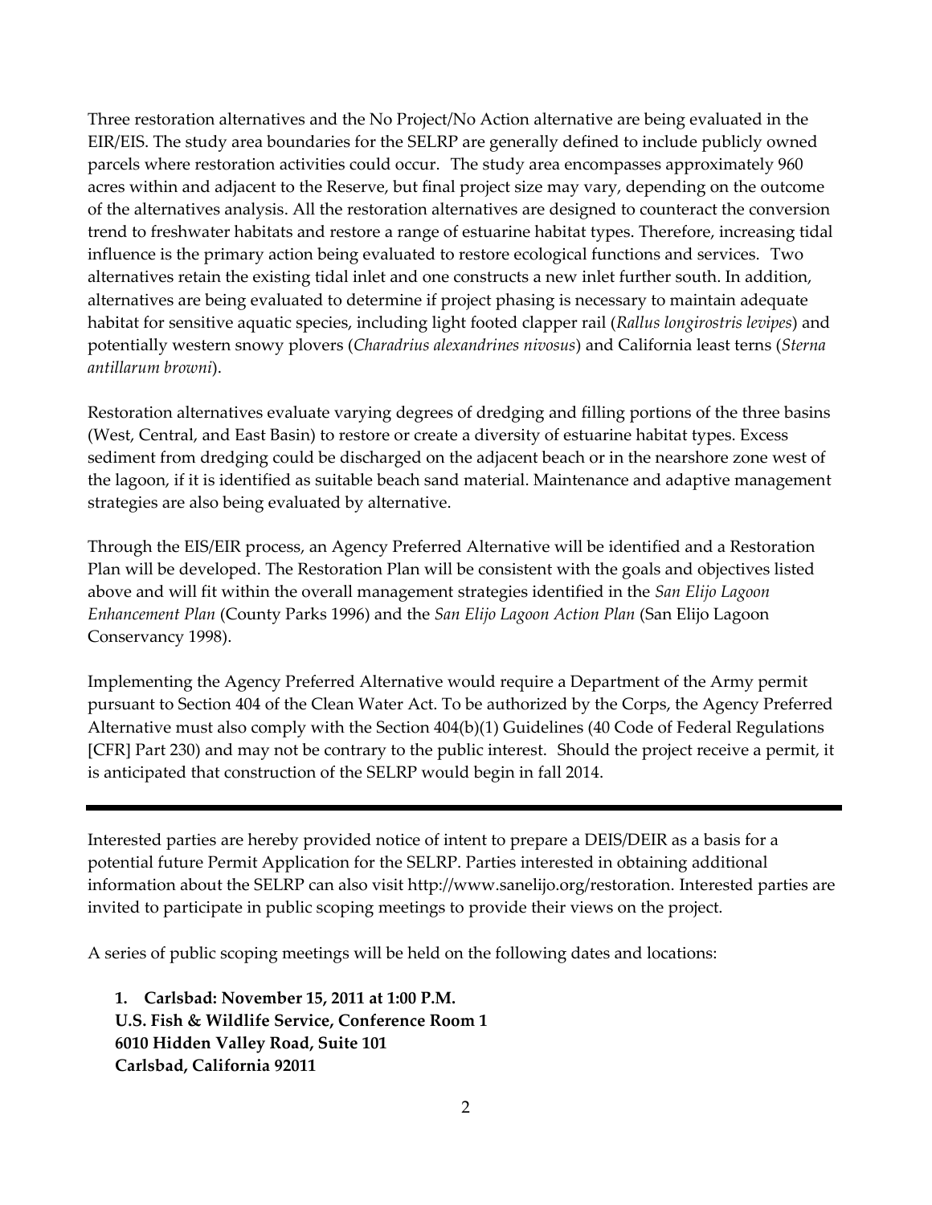Three restoration alternatives and the No Project/No Action alternative are being evaluated in the EIR/EIS. The study area boundaries for the SELRP are generally defined to include publicly owned parcels where restoration activities could occur. The study area encompasses approximately 960 acres within and adjacent to the Reserve, but final project size may vary, depending on the outcome of the alternatives analysis. All the restoration alternatives are designed to counteract the conversion trend to freshwater habitats and restore a range of estuarine habitat types. Therefore, increasing tidal influence is the primary action being evaluated to restore ecological functions and services. Two alternatives retain the existing tidal inlet and one constructs a new inlet further south. In addition, alternatives are being evaluated to determine if project phasing is necessary to maintain adequate habitat for sensitive aquatic species, including light footed clapper rail (*Rallus longirostris levipes*) and potentially western snowy plovers (*Charadrius alexandrines nivosus*) and California least terns (*Sterna antillarum browni*).

Restoration alternatives evaluate varying degrees of dredging and filling portions of the three basins (West, Central, and East Basin) to restore or create a diversity of estuarine habitat types. Excess sediment from dredging could be discharged on the adjacent beach or in the nearshore zone west of the lagoon, if it is identified as suitable beach sand material. Maintenance and adaptive management strategies are also being evaluated by alternative.

Through the EIS/EIR process, an Agency Preferred Alternative will be identified and a Restoration Plan will be developed. The Restoration Plan will be consistent with the goals and objectives listed above and will fit within the overall management strategies identified in the *San Elijo Lagoon Enhancement Plan* (County Parks 1996) and the *San Elijo Lagoon Action Plan* (San Elijo Lagoon Conservancy 1998).

Implementing the Agency Preferred Alternative would require a Department of the Army permit pursuant to Section 404 of the Clean Water Act. To be authorized by the Corps, the Agency Preferred Alternative must also comply with the Section 404(b)(1) Guidelines (40 Code of Federal Regulations [CFR] Part 230) and may not be contrary to the public interest. Should the project receive a permit, it is anticipated that construction of the SELRP would begin in fall 2014.

---

Interested parties are hereby provided notice of intent to prepare a DEIS/DEIR as a basis for a potential future Permit Application for the SELRP. Parties interested in obtaining additional information about the SELRP can also visit http://www.sanelijo.org/restoration. Interested parties are invited to participate in public scoping meetings to provide their views on the project.

A series of public scoping meetings will be held on the following dates and locations:

1. **Carlsbad: November 15, 2011 at 1:00 P.M.**
   **U.S. Fish & Wildlife Service, Conference Room 1**
   **6010 Hidden Valley Road, Suite 101**
   **Carlsbad, California 92011**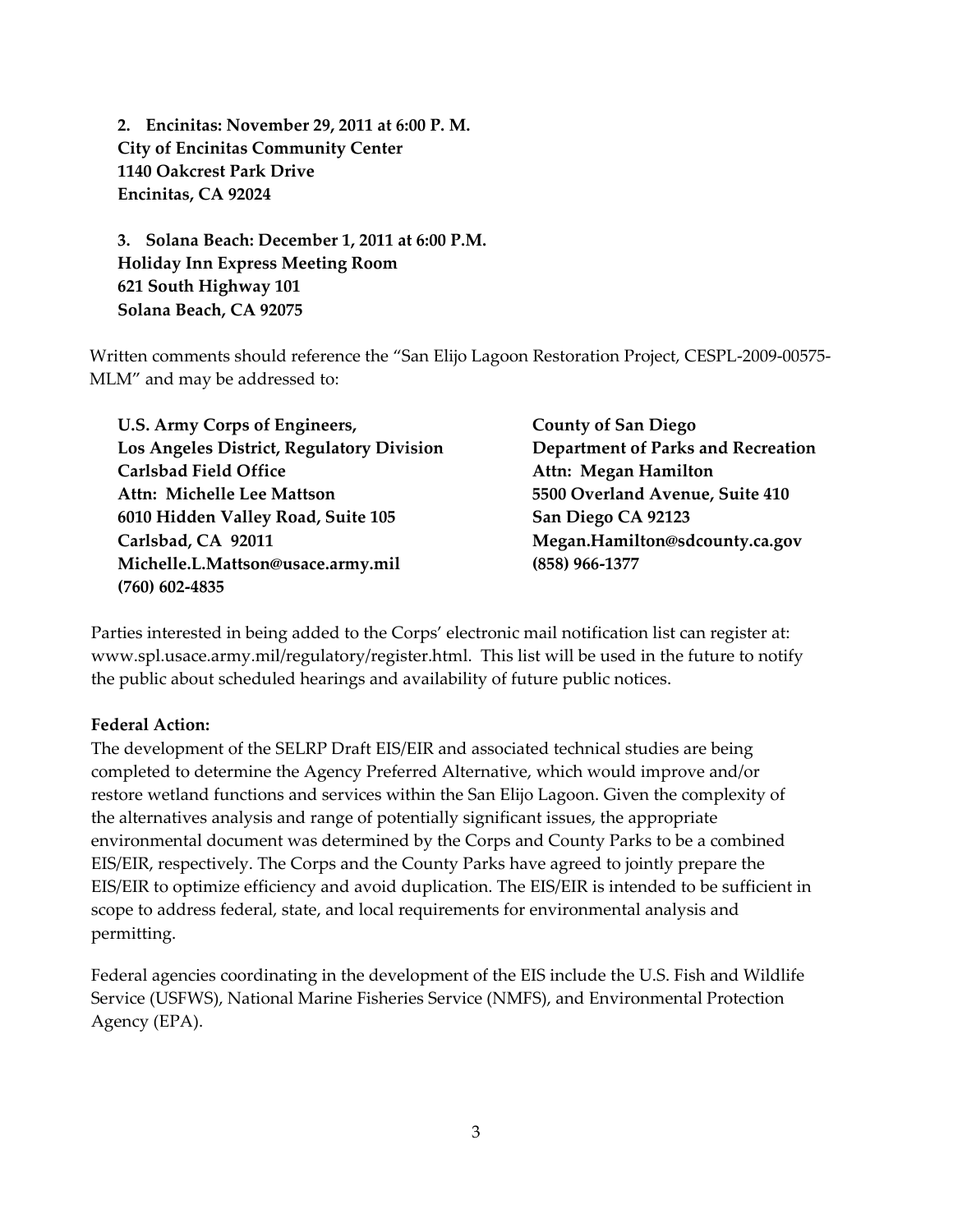**2. Encinitas: November 29, 2011 at 6:00 P. M.**
**City of Encinitas Community Center**
**1140 Oakcrest Park Drive**
**Encinitas, CA 92024**

**3. Solana Beach: December 1, 2011 at 6:00 P.M.**
**Holiday Inn Express Meeting Room**
**621 South Highway 101**
**Solana Beach, CA 92075**

Written comments should reference the "San Elijo Lagoon Restoration Project, CESPL-2009-00575-MLM" and may be addressed to:

**U.S. Army Corps of Engineers,**
**Los Angeles District, Regulatory Division**
**Carlsbad Field Office**
**Attn: Michelle Lee Mattson**
**6010 Hidden Valley Road, Suite 105**
**Carlsbad, CA 92011**
**Michelle.L.Mattson@usace.army.mil**
**(760) 602-4835**

**County of San Diego**
**Department of Parks and Recreation**
**Attn: Megan Hamilton**
**5500 Overland Avenue, Suite 410**
**San Diego CA 92123**
**Megan.Hamilton@sdcounty.ca.gov**
**(858) 966-1377**

Parties interested in being added to the Corps' electronic mail notification list can register at: www.spl.usace.army.mil/regulatory/register.html. This list will be used in the future to notify the public about scheduled hearings and availability of future public notices.

**Federal Action:**

The development of the SELRP Draft EIS/EIR and associated technical studies are being completed to determine the Agency Preferred Alternative, which would improve and/or restore wetland functions and services within the San Elijo Lagoon. Given the complexity of the alternatives analysis and range of potentially significant issues, the appropriate environmental document was determined by the Corps and County Parks to be a combined EIS/EIR, respectively. The Corps and the County Parks have agreed to jointly prepare the EIS/EIR to optimize efficiency and avoid duplication. The EIS/EIR is intended to be sufficient in scope to address federal, state, and local requirements for environmental analysis and permitting.

Federal agencies coordinating in the development of the EIS include the U.S. Fish and Wildlife Service (USFWS), National Marine Fisheries Service (NMFS), and Environmental Protection Agency (EPA).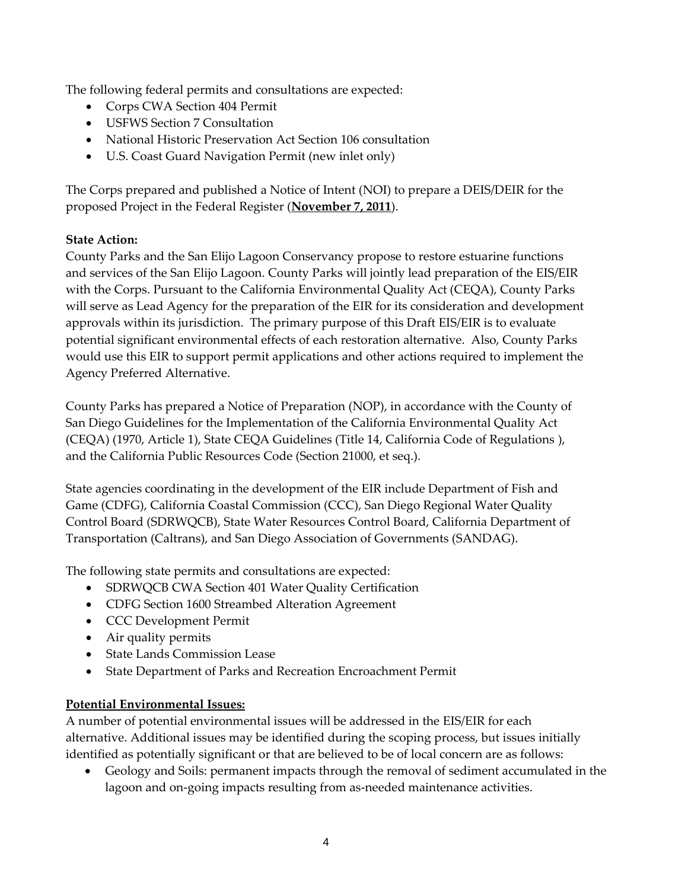The following federal permits and consultations are expected:

- Corps CWA Section 404 Permit
- USFWS Section 7 Consultation
- National Historic Preservation Act Section 106 consultation
- U.S. Coast Guard Navigation Permit (new inlet only)

The Corps prepared and published a Notice of Intent (NOI) to prepare a DEIS/DEIR for the proposed Project in the Federal Register (**November 7, 2011**).

**State Action:**

County Parks and the San Elijo Lagoon Conservancy propose to restore estuarine functions and services of the San Elijo Lagoon. County Parks will jointly lead preparation of the EIS/EIR with the Corps. Pursuant to the California Environmental Quality Act (CEQA), County Parks will serve as Lead Agency for the preparation of the EIR for its consideration and development approvals within its jurisdiction. The primary purpose of this Draft EIS/EIR is to evaluate potential significant environmental effects of each restoration alternative. Also, County Parks would use this EIR to support permit applications and other actions required to implement the Agency Preferred Alternative.

County Parks has prepared a Notice of Preparation (NOP), in accordance with the County of San Diego Guidelines for the Implementation of the California Environmental Quality Act (CEQA) (1970, Article 1), State CEQA Guidelines (Title 14, California Code of Regulations ), and the California Public Resources Code (Section 21000, et seq.).

State agencies coordinating in the development of the EIR include Department of Fish and Game (CDFG), California Coastal Commission (CCC), San Diego Regional Water Quality Control Board (SDRWQCB), State Water Resources Control Board, California Department of Transportation (Caltrans), and San Diego Association of Governments (SANDAG).

The following state permits and consultations are expected:

- SDRWQCB CWA Section 401 Water Quality Certification
- CDFG Section 1600 Streambed Alteration Agreement
- CCC Development Permit
- Air quality permits
- State Lands Commission Lease
- State Department of Parks and Recreation Encroachment Permit

**Potential Environmental Issues:**

A number of potential environmental issues will be addressed in the EIS/EIR for each alternative. Additional issues may be identified during the scoping process, but issues initially identified as potentially significant or that are believed to be of local concern are as follows:

- Geology and Soils: permanent impacts through the removal of sediment accumulated in the lagoon and on-going impacts resulting from as-needed maintenance activities.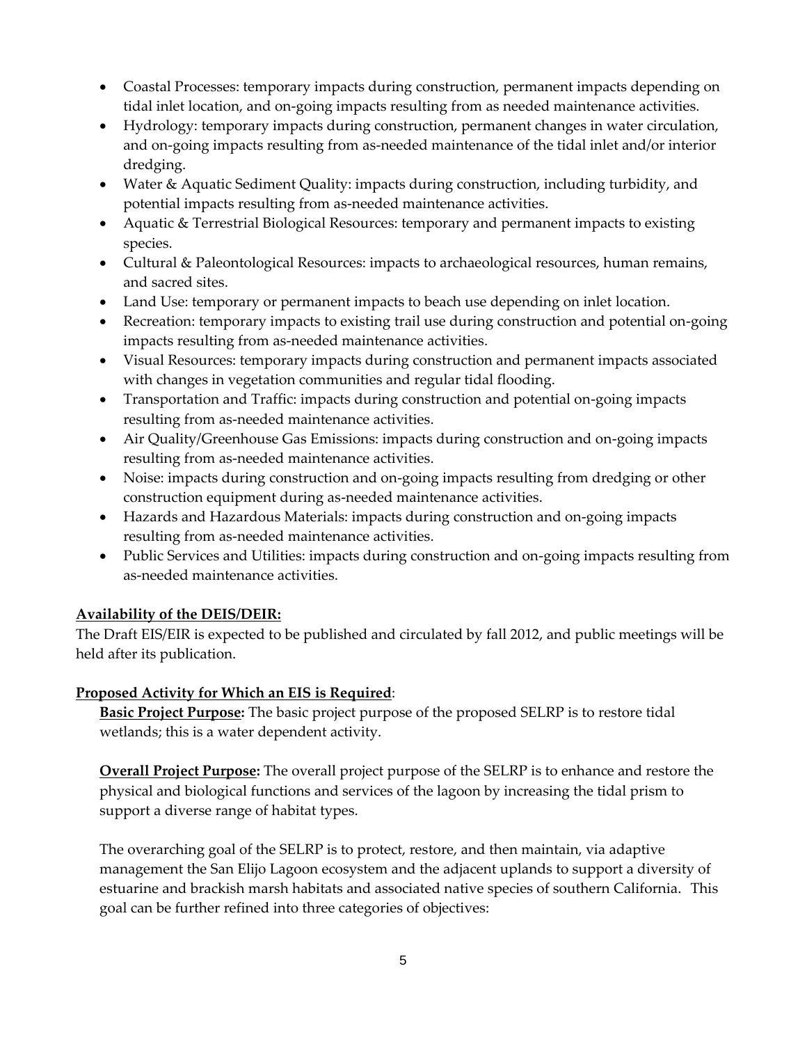- Coastal Processes: temporary impacts during construction, permanent impacts depending on tidal inlet location, and on-going impacts resulting from as needed maintenance activities.
- Hydrology: temporary impacts during construction, permanent changes in water circulation, and on-going impacts resulting from as-needed maintenance of the tidal inlet and/or interior dredging.
- Water & Aquatic Sediment Quality: impacts during construction, including turbidity, and potential impacts resulting from as-needed maintenance activities.
- Aquatic & Terrestrial Biological Resources: temporary and permanent impacts to existing species.
- Cultural & Paleontological Resources: impacts to archaeological resources, human remains, and sacred sites.
- Land Use: temporary or permanent impacts to beach use depending on inlet location.
- Recreation: temporary impacts to existing trail use during construction and potential on-going impacts resulting from as-needed maintenance activities.
- Visual Resources: temporary impacts during construction and permanent impacts associated with changes in vegetation communities and regular tidal flooding.
- Transportation and Traffic: impacts during construction and potential on-going impacts resulting from as-needed maintenance activities.
- Air Quality/Greenhouse Gas Emissions: impacts during construction and on-going impacts resulting from as-needed maintenance activities.
- Noise: impacts during construction and on-going impacts resulting from dredging or other construction equipment during as-needed maintenance activities.
- Hazards and Hazardous Materials: impacts during construction and on-going impacts resulting from as-needed maintenance activities.
- Public Services and Utilities: impacts during construction and on-going impacts resulting from as-needed maintenance activities.

**Availability of the DEIS/DEIR:**

The Draft EIS/EIR is expected to be published and circulated by fall 2012, and public meetings will be held after its publication.

**Proposed Activity for Which an EIS is Required**:

**Basic Project Purpose:** The basic project purpose of the proposed SELRP is to restore tidal wetlands; this is a water dependent activity.

**Overall Project Purpose:** The overall project purpose of the SELRP is to enhance and restore the physical and biological functions and services of the lagoon by increasing the tidal prism to support a diverse range of habitat types.

The overarching goal of the SELRP is to protect, restore, and then maintain, via adaptive management the San Elijo Lagoon ecosystem and the adjacent uplands to support a diversity of estuarine and brackish marsh habitats and associated native species of southern California. This goal can be further refined into three categories of objectives: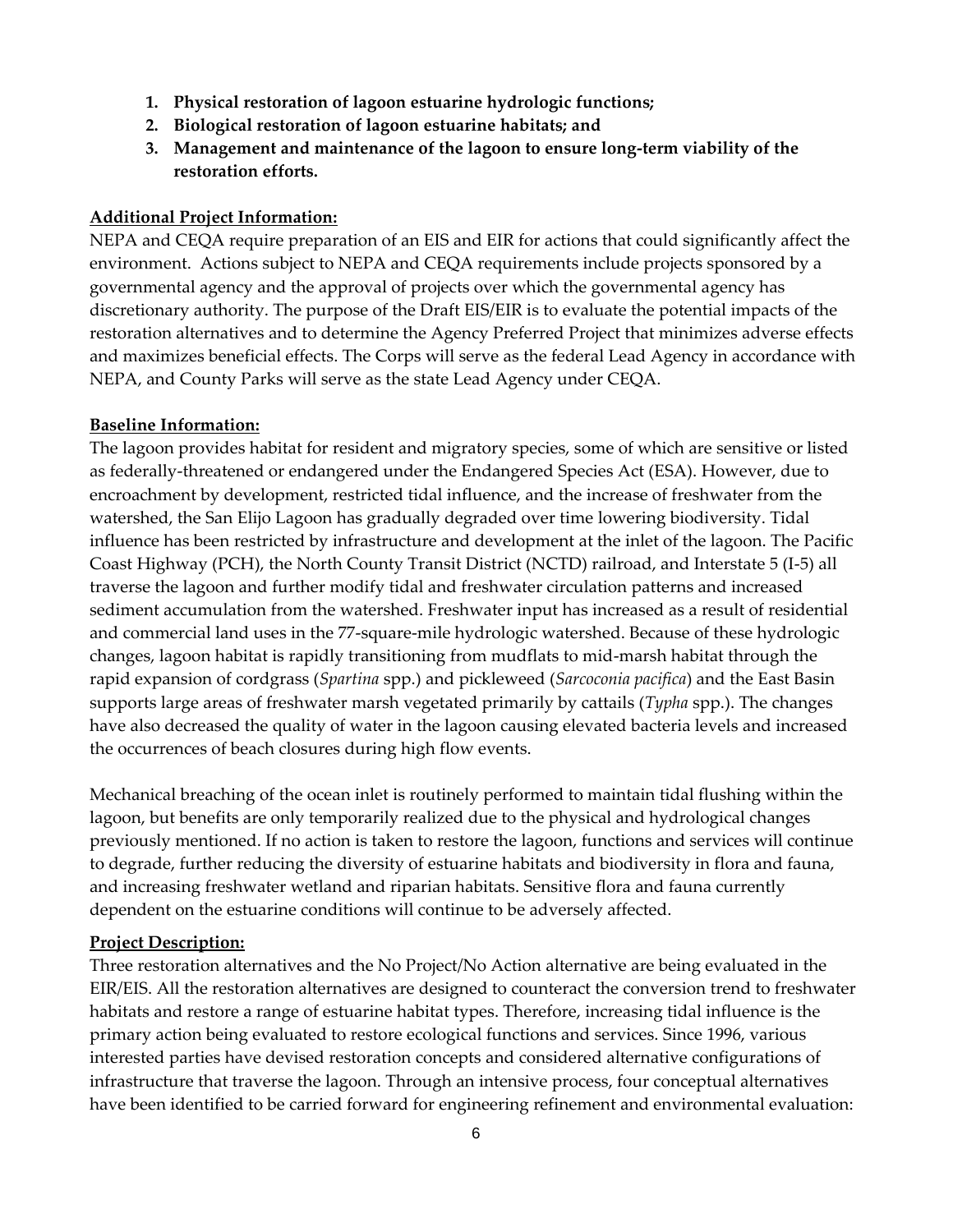1. **Physical restoration of lagoon estuarine hydrologic functions;**
2. **Biological restoration of lagoon estuarine habitats; and**
3. **Management and maintenance of the lagoon to ensure long-term viability of the restoration efforts.**

**Additional Project Information:**

NEPA and CEQA require preparation of an EIS and EIR for actions that could significantly affect the environment. Actions subject to NEPA and CEQA requirements include projects sponsored by a governmental agency and the approval of projects over which the governmental agency has discretionary authority. The purpose of the Draft EIS/EIR is to evaluate the potential impacts of the restoration alternatives and to determine the Agency Preferred Project that minimizes adverse effects and maximizes beneficial effects. The Corps will serve as the federal Lead Agency in accordance with NEPA, and County Parks will serve as the state Lead Agency under CEQA.

**Baseline Information:**

The lagoon provides habitat for resident and migratory species, some of which are sensitive or listed as federally-threatened or endangered under the Endangered Species Act (ESA). However, due to encroachment by development, restricted tidal influence, and the increase of freshwater from the watershed, the San Elijo Lagoon has gradually degraded over time lowering biodiversity. Tidal influence has been restricted by infrastructure and development at the inlet of the lagoon. The Pacific Coast Highway (PCH), the North County Transit District (NCTD) railroad, and Interstate 5 (I-5) all traverse the lagoon and further modify tidal and freshwater circulation patterns and increased sediment accumulation from the watershed. Freshwater input has increased as a result of residential and commercial land uses in the 77-square-mile hydrologic watershed. Because of these hydrologic changes, lagoon habitat is rapidly transitioning from mudflats to mid-marsh habitat through the rapid expansion of cordgrass (*Spartina* spp.) and pickleweed (*Sarcoconia pacifica*) and the East Basin supports large areas of freshwater marsh vegetated primarily by cattails (*Typha* spp.). The changes have also decreased the quality of water in the lagoon causing elevated bacteria levels and increased the occurrences of beach closures during high flow events.

Mechanical breaching of the ocean inlet is routinely performed to maintain tidal flushing within the lagoon, but benefits are only temporarily realized due to the physical and hydrological changes previously mentioned. If no action is taken to restore the lagoon, functions and services will continue to degrade, further reducing the diversity of estuarine habitats and biodiversity in flora and fauna, and increasing freshwater wetland and riparian habitats. Sensitive flora and fauna currently dependent on the estuarine conditions will continue to be adversely affected.

**Project Description:**

Three restoration alternatives and the No Project/No Action alternative are being evaluated in the EIR/EIS. All the restoration alternatives are designed to counteract the conversion trend to freshwater habitats and restore a range of estuarine habitat types. Therefore, increasing tidal influence is the primary action being evaluated to restore ecological functions and services. Since 1996, various interested parties have devised restoration concepts and considered alternative configurations of infrastructure that traverse the lagoon. Through an intensive process, four conceptual alternatives have been identified to be carried forward for engineering refinement and environmental evaluation: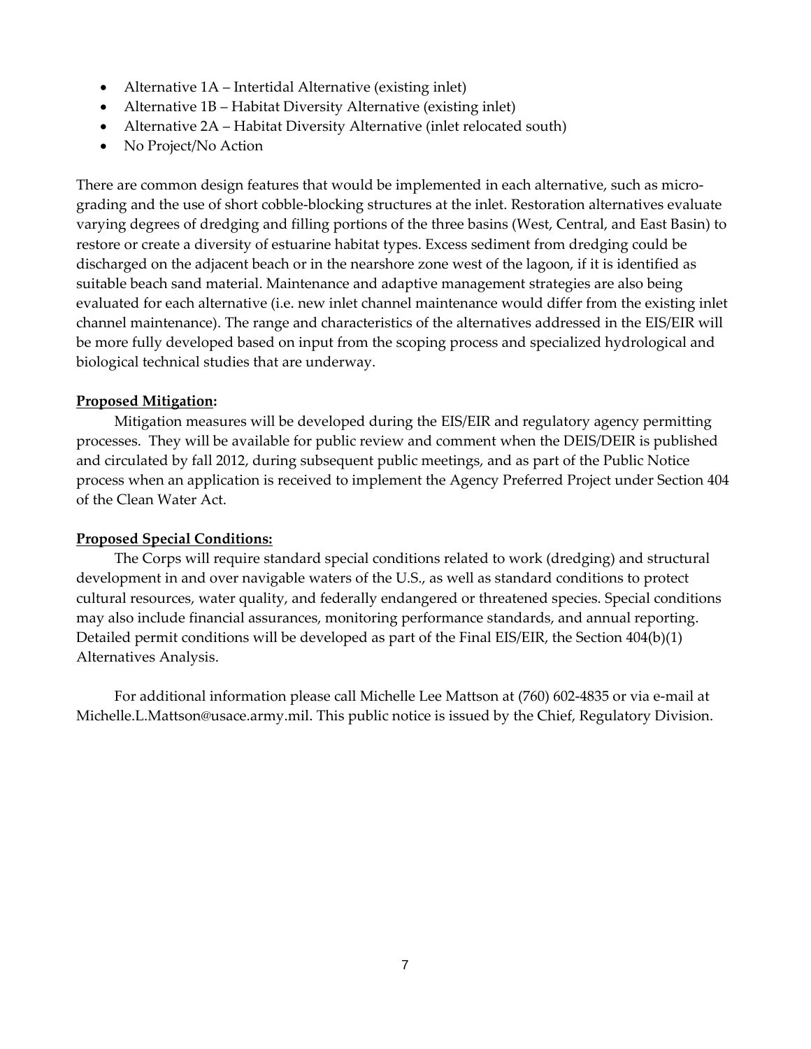- Alternative 1A – Intertidal Alternative (existing inlet)
- Alternative 1B – Habitat Diversity Alternative (existing inlet)
- Alternative 2A – Habitat Diversity Alternative (inlet relocated south)
- No Project/No Action

There are common design features that would be implemented in each alternative, such as micro-grading and the use of short cobble-blocking structures at the inlet. Restoration alternatives evaluate varying degrees of dredging and filling portions of the three basins (West, Central, and East Basin) to restore or create a diversity of estuarine habitat types. Excess sediment from dredging could be discharged on the adjacent beach or in the nearshore zone west of the lagoon, if it is identified as suitable beach sand material. Maintenance and adaptive management strategies are also being evaluated for each alternative (i.e. new inlet channel maintenance would differ from the existing inlet channel maintenance). The range and characteristics of the alternatives addressed in the EIS/EIR will be more fully developed based on input from the scoping process and specialized hydrological and biological technical studies that are underway.

**Proposed Mitigation:**

Mitigation measures will be developed during the EIS/EIR and regulatory agency permitting processes. They will be available for public review and comment when the DEIS/DEIR is published and circulated by fall 2012, during subsequent public meetings, and as part of the Public Notice process when an application is received to implement the Agency Preferred Project under Section 404 of the Clean Water Act.

**Proposed Special Conditions:**

The Corps will require standard special conditions related to work (dredging) and structural development in and over navigable waters of the U.S., as well as standard conditions to protect cultural resources, water quality, and federally endangered or threatened species. Special conditions may also include financial assurances, monitoring performance standards, and annual reporting. Detailed permit conditions will be developed as part of the Final EIS/EIR, the Section 404(b)(1) Alternatives Analysis.

For additional information please call Michelle Lee Mattson at (760) 602-4835 or via e-mail at Michelle.L.Mattson@usace.army.mil. This public notice is issued by the Chief, Regulatory Division.